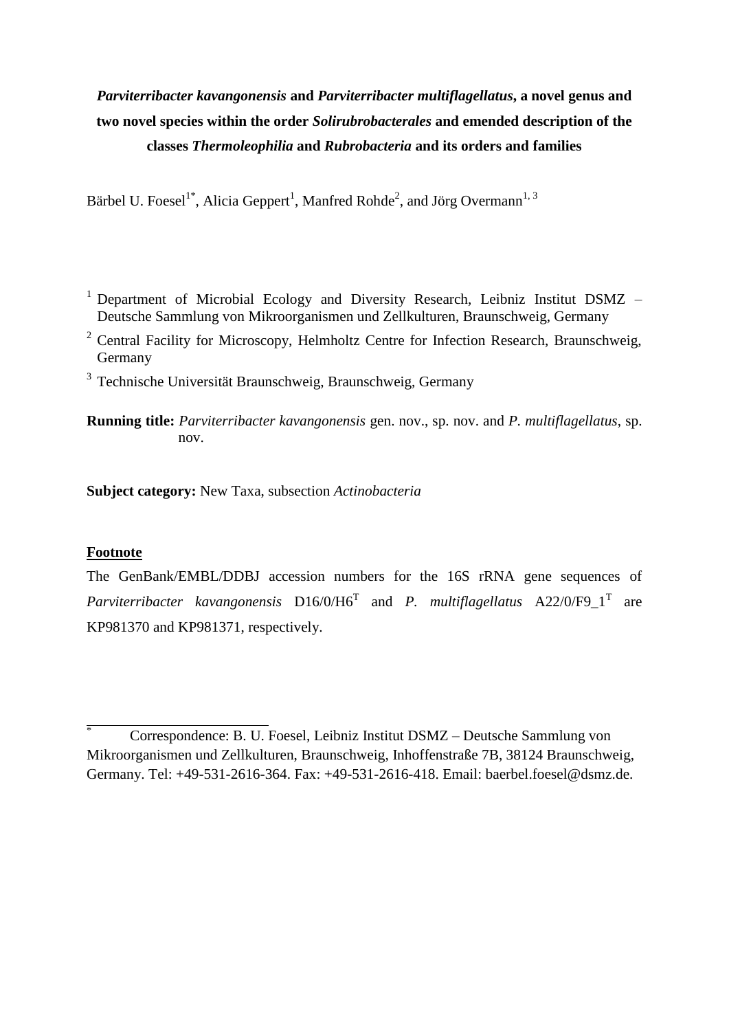# ***Parviterribacter kavangonensis* and *Parviterribacter multiflagellatus*, a novel genus and two novel species within the order *Solirubrobacterales* and emended description of the classes *Thermoleophilia* and *Rubrobacteria* and its orders and families**

Bärbel U. Foesel[1*], Alicia Geppert[1], Manfred Rohde[2], and Jörg Overmann[1, 3]

[1] Department of Microbial Ecology and Diversity Research, Leibniz Institut DSMZ – Deutsche Sammlung von Mikroorganismen und Zellkulturen, Braunschweig, Germany

[2] Central Facility for Microscopy, Helmholtz Centre for Infection Research, Braunschweig, Germany

[3] Technische Universität Braunschweig, Braunschweig, Germany

**Running title:** *Parviterribacter kavangonensis* gen. nov., sp. nov. and *P. multiflagellatus*, sp. nov.

**Subject category:** New Taxa, subsection *Actinobacteria*

**Footnote**

The GenBank/EMBL/DDBJ accession numbers for the 16S rRNA gene sequences of *Parviterribacter kavangonensis* D16/0/H6$^T$ and *P. multiflagellatus* A22/0/F9_1$^T$ are KP981370 and KP981371, respectively.

[*] Correspondence: B. U. Foesel, Leibniz Institut DSMZ – Deutsche Sammlung von Mikroorganismen und Zellkulturen, Braunschweig, Inhoffenstraße 7B, 38124 Braunschweig, Germany. Tel: +49-531-2616-364. Fax: +49-531-2616-418. Email: baerbel.foesel@dsmz.de.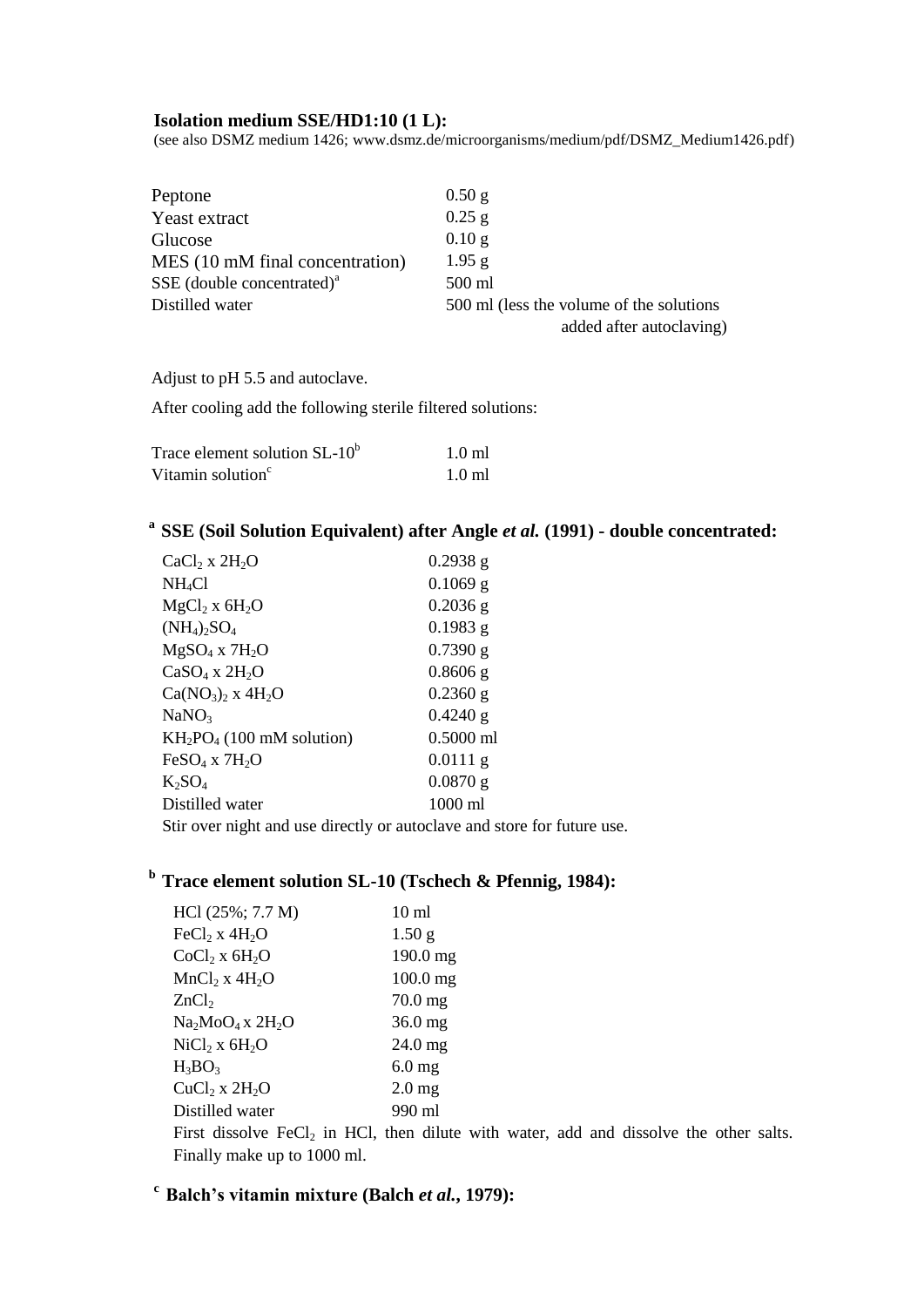**Isolation medium SSE/HD1:10 (1 L):**
(see also DSMZ medium 1426; www.dsmz.de/microorganisms/medium/pdf/DSMZ_Medium1426.pdf)

| | |
|---|---|
| Peptone | 0.50 g |
| Yeast extract | 0.25 g |
| Glucose | 0.10 g |
| MES (10 mM final concentration) | 1.95 g |
| SSE (double concentrated)[a] | 500 ml |
| Distilled water | 500 ml (less the volume of the solutions added after autoclaving) |

Adjust to pH 5.5 and autoclave.

After cooling add the following sterile filtered solutions:

| | |
|---|---|
| Trace element solution SL-10[b] | 1.0 ml |
| Vitamin solution[c] | 1.0 ml |

## [a] SSE (Soil Solution Equivalent) after Angle *et al.* (1991) - double concentrated:

| | |
|---|---|
| $CaCl_2$ x $2H_2O$ | 0.2938 g |
| $NH_4Cl$ | 0.1069 g |
| $MgCl_2$ x $6H_2O$ | 0.2036 g |
| $(NH_4)_2SO_4$ | 0.1983 g |
| $MgSO_4$ x $7H_2O$ | 0.7390 g |
| $CaSO_4$ x $2H_2O$ | 0.8606 g |
| $Ca(NO_3)_2$ x $4H_2O$ | 0.2360 g |
| $NaNO_3$ | 0.4240 g |
| $KH_2PO_4$ (100 mM solution) | 0.5000 ml |
| $FeSO_4$ x $7H_2O$ | 0.0111 g |
| $K_2SO_4$ | 0.0870 g |
| Distilled water | 1000 ml |

Stir over night and use directly or autoclave and store for future use.

## [b] Trace element solution SL-10 (Tschech & Pfennig, 1984):

| | |
|---|---|
| HCl (25%; 7.7 M) | 10 ml |
| $FeCl_2$ x $4H_2O$ | 1.50 g |
| $CoCl_2$ x $6H_2O$ | 190.0 mg |
| $MnCl_2$ x $4H_2O$ | 100.0 mg |
| $ZnCl_2$ | 70.0 mg |
| $Na_2MoO_4$ x $2H_2O$ | 36.0 mg |
| $NiCl_2$ x $6H_2O$ | 24.0 mg |
| $H_3BO_3$ | 6.0 mg |
| $CuCl_2$ x $2H_2O$ | 2.0 mg |
| Distilled water | 990 ml |

First dissolve $FeCl_2$ in HCl, then dilute with water, add and dissolve the other salts. Finally make up to 1000 ml.

## [c] Balch's vitamin mixture (Balch *et al.*, 1979):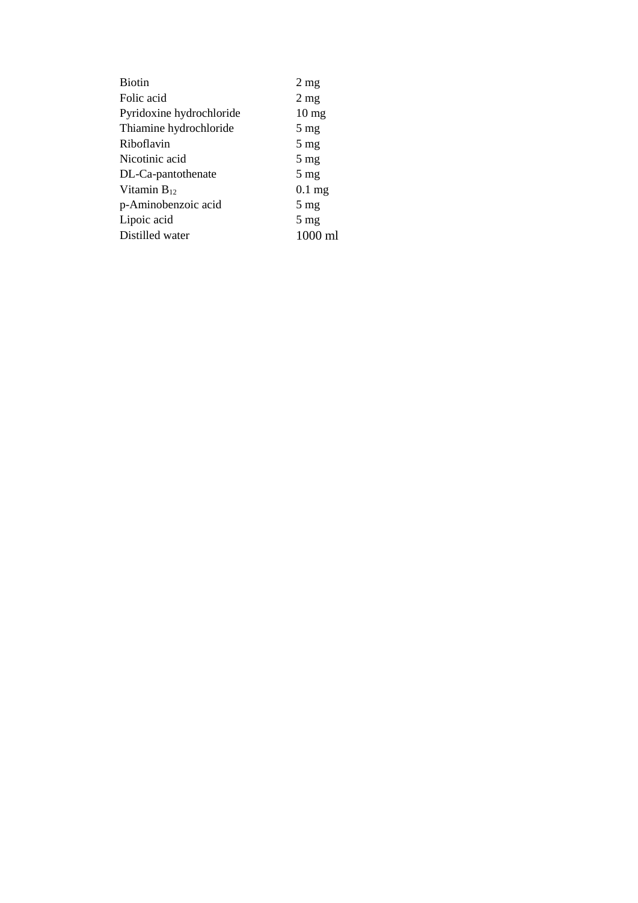| | |
|---|---|
| Biotin | 2 mg |
| Folic acid | 2 mg |
| Pyridoxine hydrochloride | 10 mg |
| Thiamine hydrochloride | 5 mg |
| Riboflavin | 5 mg |
| Nicotinic acid | 5 mg |
| DL-Ca-pantothenate | 5 mg |
| Vitamin $B_{12}$ | 0.1 mg |
| p-Aminobenzoic acid | 5 mg |
| Lipoic acid | 5 mg |
| Distilled water | 1000 ml |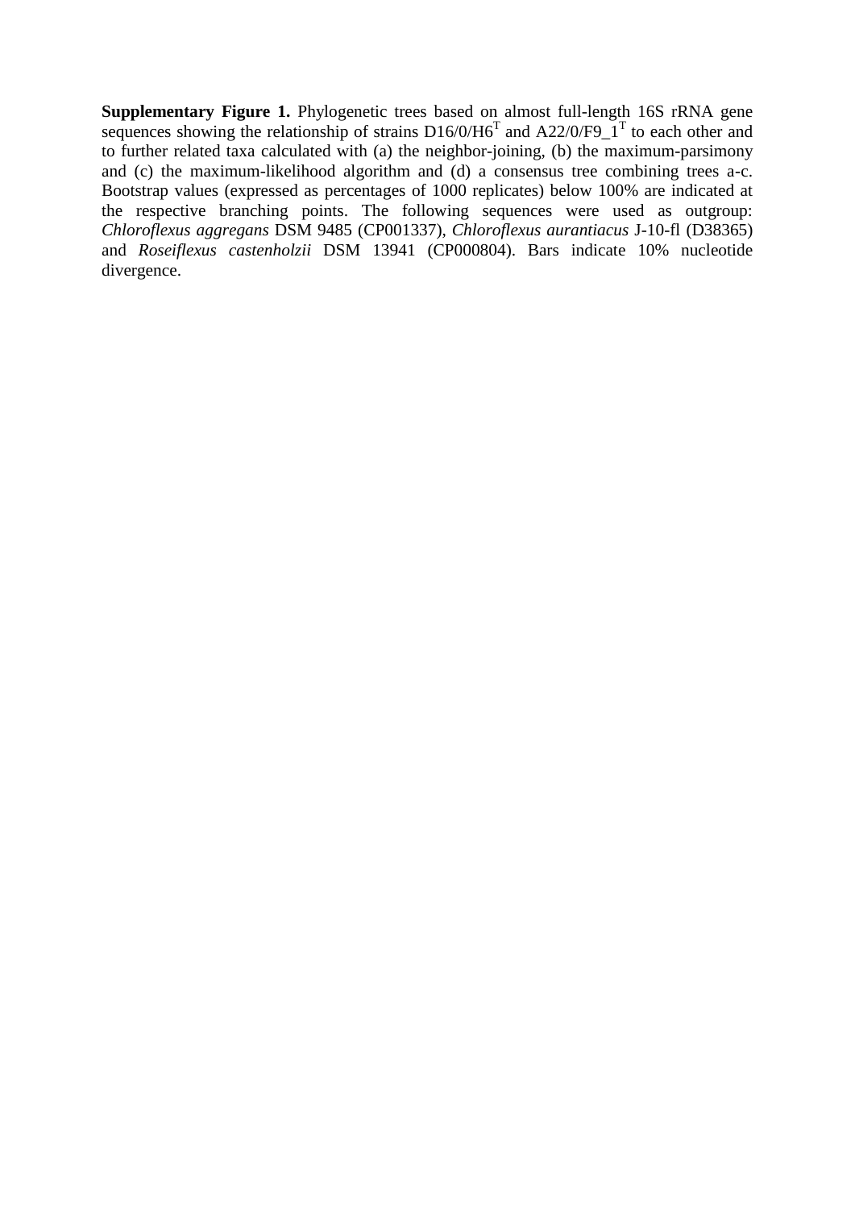**Supplementary Figure 1.** Phylogenetic trees based on almost full-length 16S rRNA gene sequences showing the relationship of strains D16/0/H6$^T$ and A22/0/F9_1$^T$ to each other and to further related taxa calculated with (a) the neighbor-joining, (b) the maximum-parsimony and (c) the maximum-likelihood algorithm and (d) a consensus tree combining trees a-c. Bootstrap values (expressed as percentages of 1000 replicates) below 100% are indicated at the respective branching points. The following sequences were used as outgroup: *Chloroflexus aggregans* DSM 9485 (CP001337), *Chloroflexus aurantiacus* J-10-fl (D38365) and *Roseiflexus castenholzii* DSM 13941 (CP000804). Bars indicate 10% nucleotide divergence.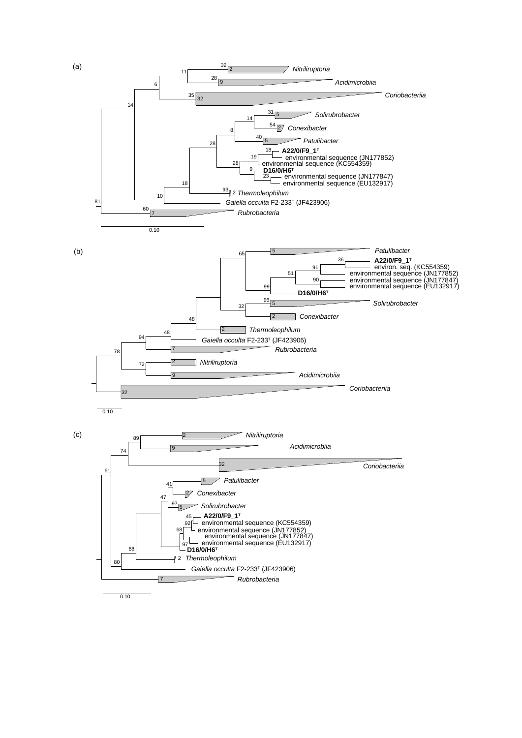(a)

32 — 2 — *Nitriliruptoria*

11

28 — 9 — *Acidimicrobiia*

6

35 — 32 — *Coriobacteriia*

14

31 — 5 — *Solirubrobacter*

14

54 — 2 — *Conexibacter*

8

40 — 5 — *Patulibacter*

28

18 — **A22/0/F9_1ᵀ**

environmental sequence (JN177852)

19

28 — environmental sequence (KC554359)

9 — **D16/0/H6ᵀ**

23 — environmental sequence (JN177847)

environmental sequence (EU132917)

18

93 — 2 *Thermoleophilum*

10

*Gaiella occulta* F2-233ᵀ (JF423906)

81

60 — 7 — *Rubrobacteria*

0.10

(b)

65 — 5 — *Patulibacter*

36 — **A22/0/F9_1ᵀ**

91 — environ. seq. (KC554359)

51 — environmental sequence (JN177852)

90 — environmental sequence (JN177847)

environmental sequence (EU132917)

99 — **D16/0/H6ᵀ**

96 — 5 — *Solirubrobacter*

32

2 — *Conexibacter*

48

2 — *Thermoleophilum*

48

94 — *Gaiella occulta* F2-233ᵀ (JF423906)

78

7 — *Rubrobacteria*

72 — 2 — *Nitriliruptoria*

9 — *Acidimicrobiia*

32 — *Coriobacteriia*

0.10

(c)

89 — 2 — *Nitriliruptoria*

74

9 — *Acidimicrobiia*

61

32 — *Coriobacteriia*

41 — 5 — *Patulibacter*

47

2 — *Conexibacter*

97 — 5 — *Solirubrobacter*

45 — **A22/0/F9_1ᵀ**

92 — environmental sequence (KC554359)

68 — environmental sequence (JN177852)

environmental sequence (JN177847)

97 — environmental sequence (EU132917)

**D16/0/H6ᵀ**

88

2 *Thermoleophilum*

80

*Gaiella occulta* F2-233ᵀ (JF423906)

7 — *Rubrobacteria*

0.10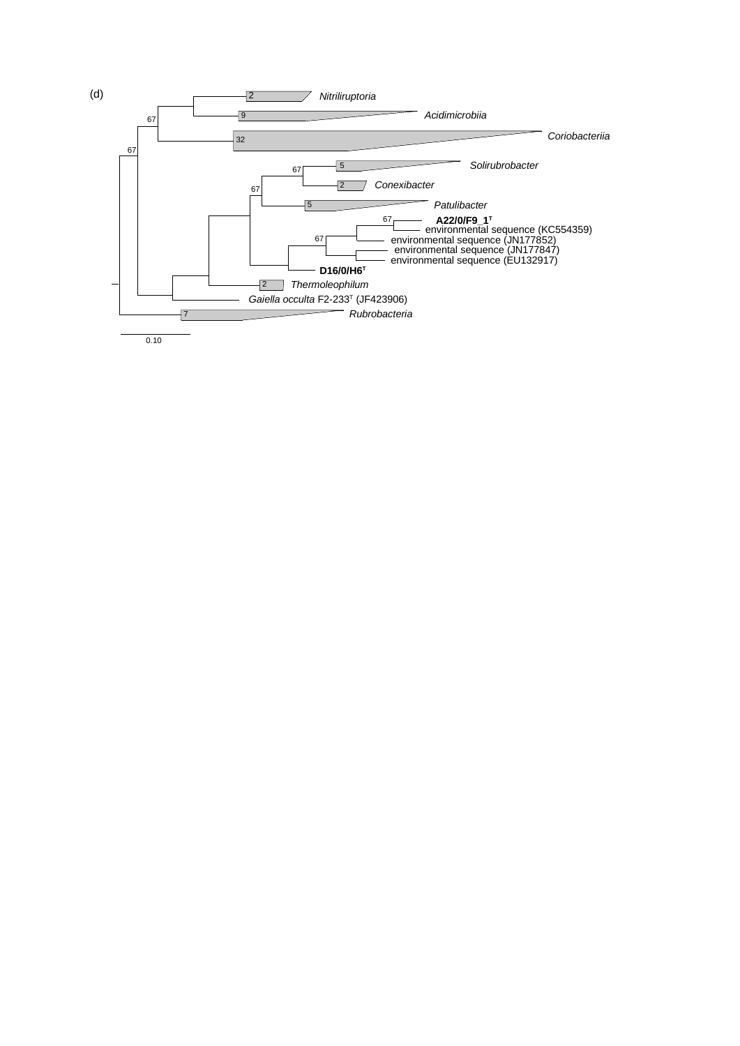(d)

Nitriliruptoria
Acidimicrobiia
Coriobacteriia
Solirubrobacter
Conexibacter
Patulibacter
**A22/0/F9_1$^T$**
environmental sequence (KC554359)
environmental sequence (JN177852)
environmental sequence (JN177847)
environmental sequence (EU132917)
**D16/0/H6$^T$**
Thermoleophilum
*Gaiella occulta* F2-233$^T$ (JF423906)
Rubrobacteria

0.10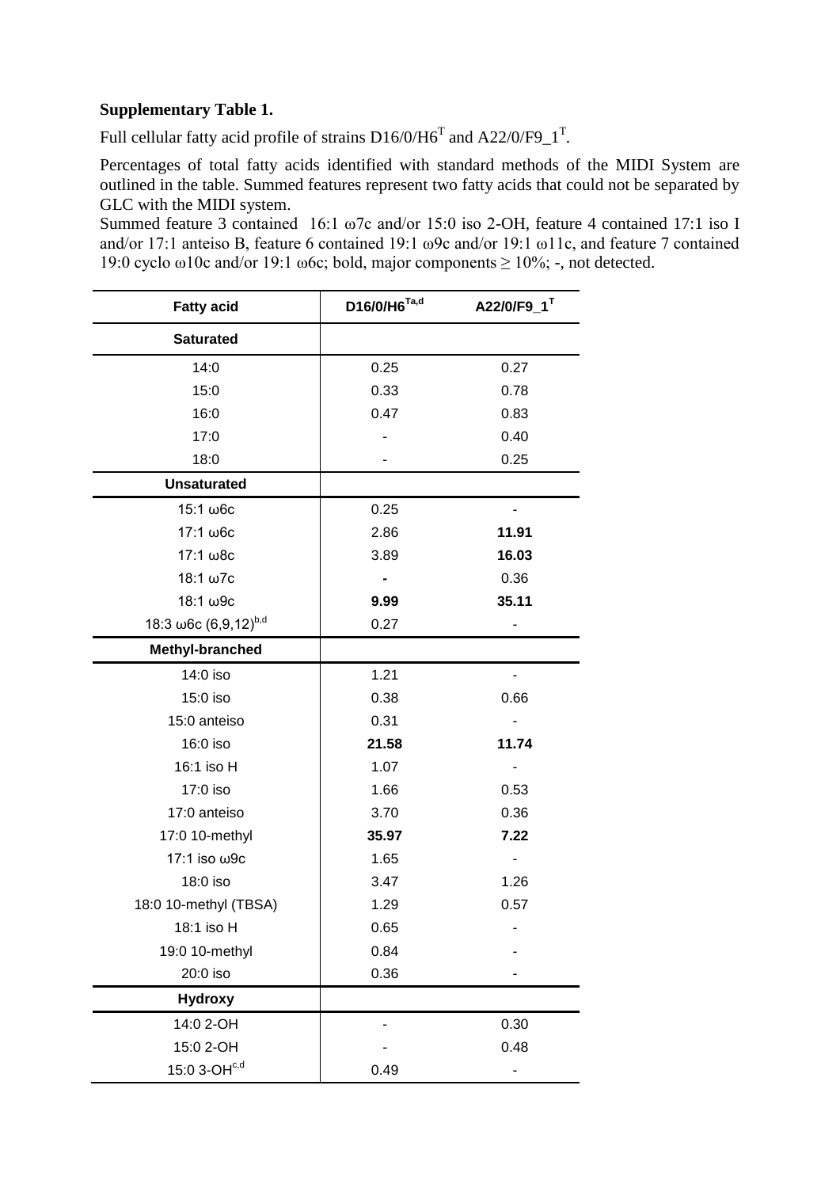**Supplementary Table 1.**

Full cellular fatty acid profile of strains D16/0/H6$^{T}$ and A22/0/F9_1$^{T}$.

Percentages of total fatty acids identified with standard methods of the MIDI System are outlined in the table. Summed features represent two fatty acids that could not be separated by GLC with the MIDI system.

Summed feature 3 contained 16:1 ω7c and/or 15:0 iso 2-OH, feature 4 contained 17:1 iso I and/or 17:1 anteiso B, feature 6 contained 19:1 ω9c and/or 19:1 ω11c, and feature 7 contained 19:0 cyclo ω10c and/or 19:1 ω6c; bold, major components ≥ 10%; -, not detected.

| Fatty acid | D16/0/H6$^{Ta,d}$ | A22/0/F9_1$^{T}$ |
|---|---|---|
| **Saturated** | | |
| 14:0 | 0.25 | 0.27 |
| 15:0 | 0.33 | 0.78 |
| 16:0 | 0.47 | 0.83 |
| 17:0 | - | 0.40 |
| 18:0 | - | 0.25 |
| **Unsaturated** | | |
| 15:1 ω6c | 0.25 | - |
| 17:1 ω6c | 2.86 | **11.91** |
| 17:1 ω8c | 3.89 | **16.03** |
| 18:1 ω7c | - | 0.36 |
| 18:1 ω9c | **9.99** | **35.11** |
| 18:3 ω6c (6,9,12)$^{b,d}$ | 0.27 | - |
| **Methyl-branched** | | |
| 14:0 iso | 1.21 | - |
| 15:0 iso | 0.38 | 0.66 |
| 15:0 anteiso | 0.31 | - |
| 16:0 iso | **21.58** | **11.74** |
| 16:1 iso H | 1.07 | - |
| 17:0 iso | 1.66 | 0.53 |
| 17:0 anteiso | 3.70 | 0.36 |
| 17:0 10-methyl | **35.97** | **7.22** |
| 17:1 iso ω9c | 1.65 | - |
| 18:0 iso | 3.47 | 1.26 |
| 18:0 10-methyl (TBSA) | 1.29 | 0.57 |
| 18:1 iso H | 0.65 | - |
| 19:0 10-methyl | 0.84 | - |
| 20:0 iso | 0.36 | - |
| **Hydroxy** | | |
| 14:0 2-OH | - | 0.30 |
| 15:0 2-OH | - | 0.48 |
| 15:0 3-OH$^{c,d}$ | 0.49 | - |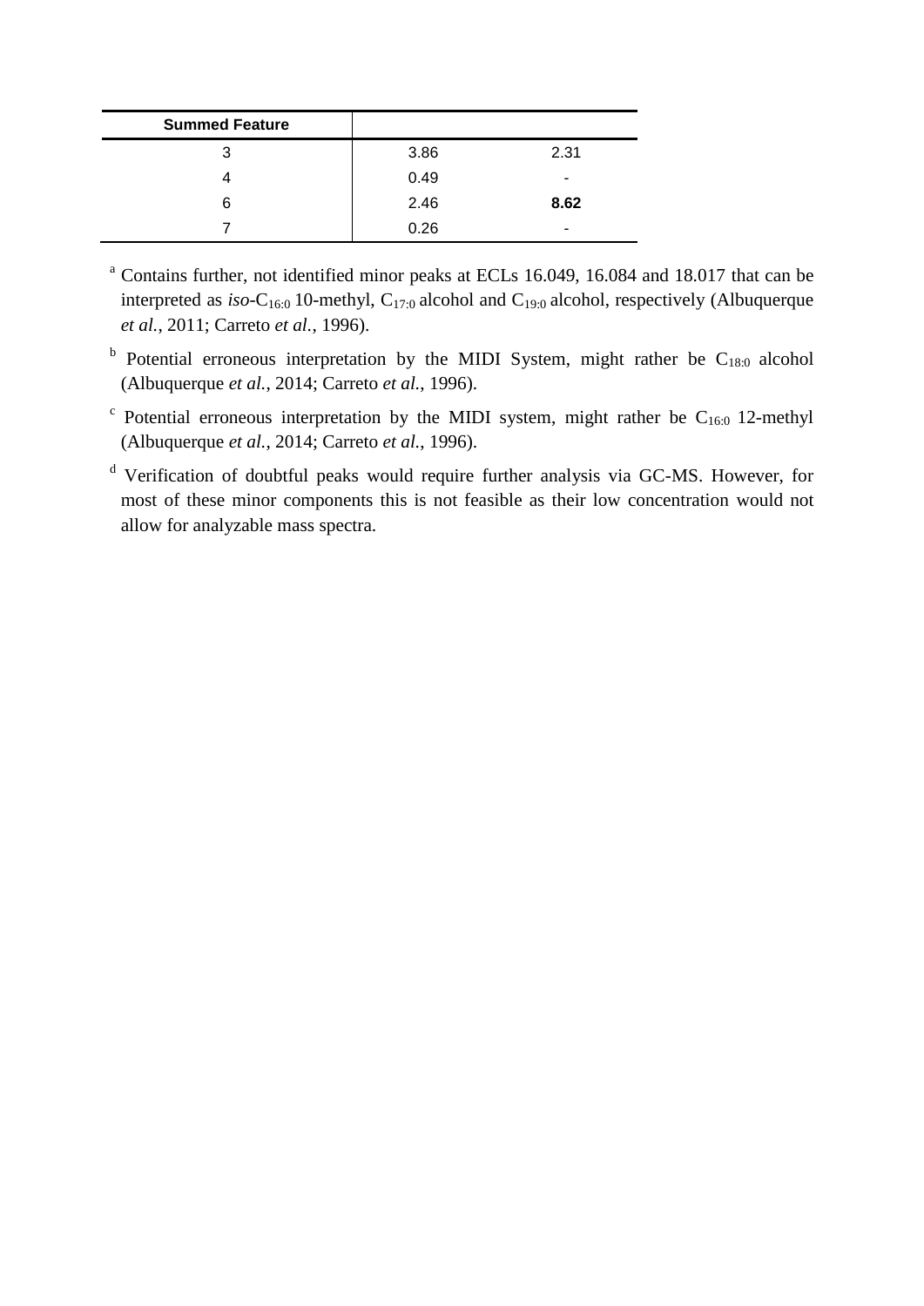| Summed Feature | | |
|---|---|---|
| 3 | 3.86 | 2.31 |
| 4 | 0.49 | - |
| 6 | 2.46 | **8.62** |
| 7 | 0.26 | - |

[a] Contains further, not identified minor peaks at ECLs 16.049, 16.084 and 18.017 that can be interpreted as *iso*-$C_{16:0}$ 10-methyl, $C_{17:0}$ alcohol and $C_{19:0}$ alcohol, respectively (Albuquerque *et al.*, 2011; Carreto *et al.*, 1996).

[b] Potential erroneous interpretation by the MIDI System, might rather be $C_{18:0}$ alcohol (Albuquerque *et al.*, 2014; Carreto *et al.*, 1996).

[c] Potential erroneous interpretation by the MIDI system, might rather be $C_{16:0}$ 12-methyl (Albuquerque *et al.*, 2014; Carreto *et al.*, 1996).

[d] Verification of doubtful peaks would require further analysis via GC-MS. However, for most of these minor components this is not feasible as their low concentration would not allow for analyzable mass spectra.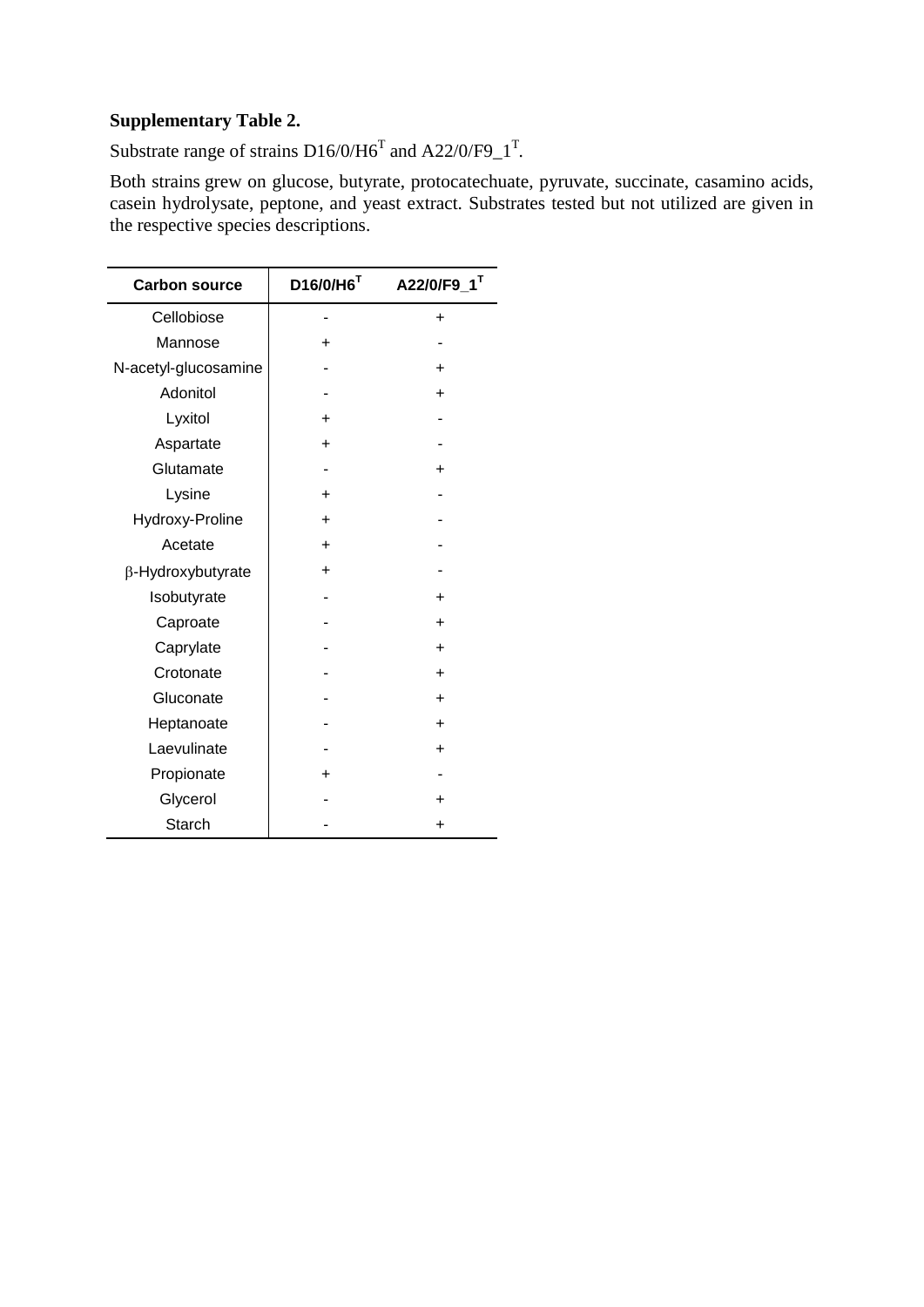**Supplementary Table 2.**

Substrate range of strains D16/0/H6$^{T}$ and A22/0/F9_1$^{T}$.

Both strains grew on glucose, butyrate, protocatechuate, pyruvate, succinate, casamino acids, casein hydrolysate, peptone, and yeast extract. Substrates tested but not utilized are given in the respective species descriptions.

| Carbon source | D16/0/H6$^{T}$ | A22/0/F9_1$^{T}$ |
|---|---|---|
| Cellobiose | - | + |
| Mannose | + | - |
| N-acetyl-glucosamine | - | + |
| Adonitol | - | + |
| Lyxitol | + | - |
| Aspartate | + | - |
| Glutamate | - | + |
| Lysine | + | - |
| Hydroxy-Proline | + | - |
| Acetate | + | - |
| β-Hydroxybutyrate | + | - |
| Isobutyrate | - | + |
| Caproate | - | + |
| Caprylate | - | + |
| Crotonate | - | + |
| Gluconate | - | + |
| Heptanoate | - | + |
| Laevulinate | - | + |
| Propionate | + | - |
| Glycerol | - | + |
| Starch | - | + |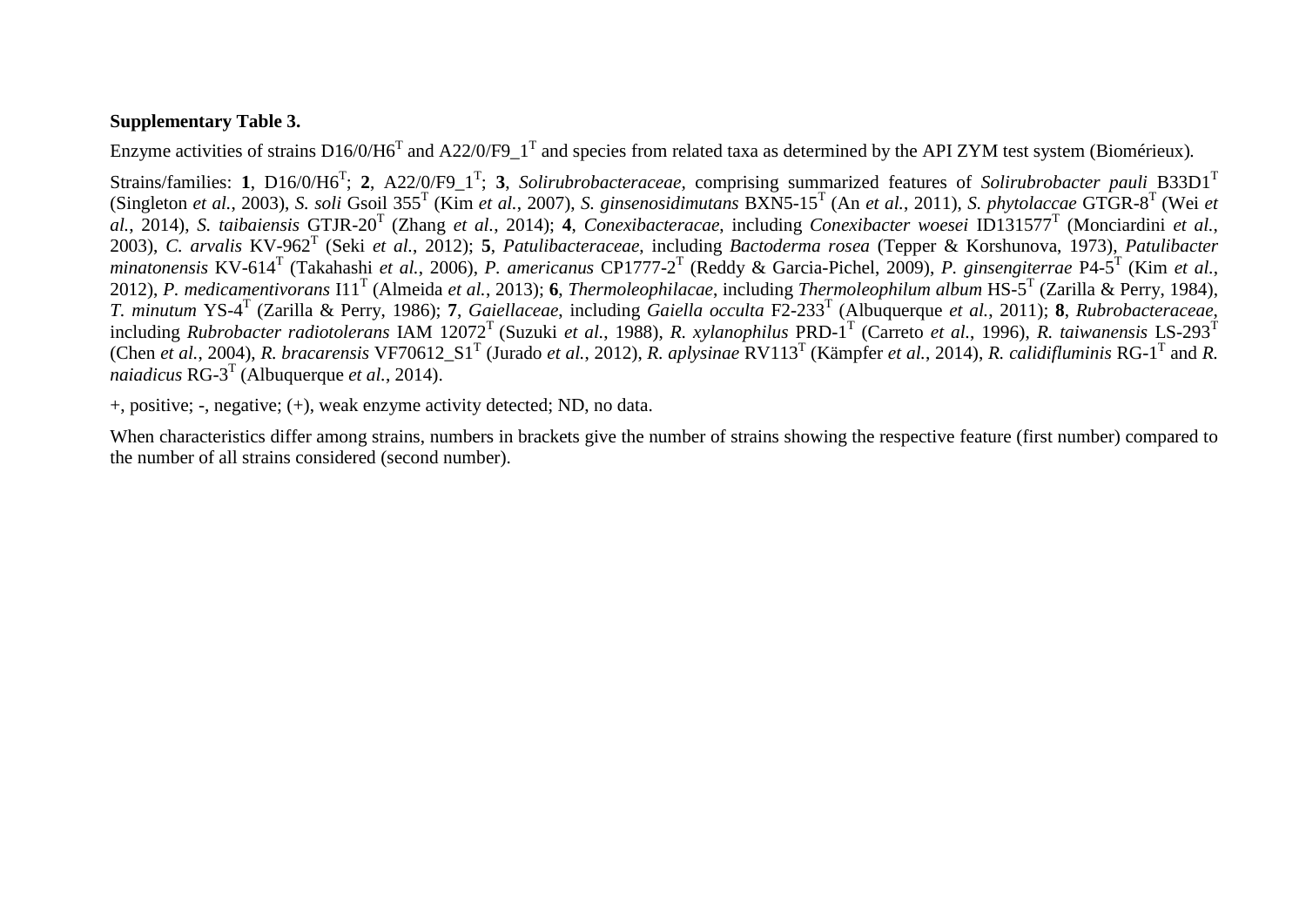**Supplementary Table 3.**

Enzyme activities of strains D16/0/H6$^T$ and A22/0/F9_1$^T$ and species from related taxa as determined by the API ZYM test system (Biomérieux).

Strains/families: **1**, D16/0/H6$^T$; **2**, A22/0/F9_1$^T$; **3**, *Solirubrobacteraceae*, comprising summarized features of *Solirubrobacter pauli* B33D1$^T$ (Singleton *et al.*, 2003), *S. soli* Gsoil 355$^T$ (Kim *et al.*, 2007), *S. ginsenosidimutans* BXN5-15$^T$ (An *et al.*, 2011), *S. phytolaccae* GTGR-8$^T$ (Wei *et al.*, 2014), *S. taibaiensis* GTJR-20$^T$ (Zhang *et al.*, 2014); **4**, *Conexibacteracae*, including *Conexibacter woesei* ID131577$^T$ (Monciardini *et al.*, 2003), *C. arvalis* KV-962$^T$ (Seki *et al.*, 2012); **5**, *Patulibacteraceae*, including *Bactoderma rosea* (Tepper & Korshunova, 1973), *Patulibacter minatonensis* KV-614$^T$ (Takahashi *et al.*, 2006), *P. americanus* CP1777-2$^T$ (Reddy & Garcia-Pichel, 2009), *P. ginsengiterrae* P4-5$^T$ (Kim *et al.*, 2012), *P. medicamentivorans* I11$^T$ (Almeida *et al.*, 2013); **6**, *Thermoleophilacae*, including *Thermoleophilum album* HS-5$^T$ (Zarilla & Perry, 1984), *T. minutum* YS-4$^T$ (Zarilla & Perry, 1986); **7**, *Gaiellaceae*, including *Gaiella occulta* F2-233$^T$ (Albuquerque *et al.*, 2011); **8**, *Rubrobacteraceae*, including *Rubrobacter radiotolerans* IAM 12072$^T$ (Suzuki *et al.*, 1988), *R. xylanophilus* PRD-1$^T$ (Carreto *et al.*, 1996), *R. taiwanensis* LS-293$^T$ (Chen *et al.*, 2004), *R. bracarensis* VF70612_S1$^T$ (Jurado *et al.*, 2012), *R. aplysinae* RV113$^T$ (Kämpfer *et al.*, 2014), *R. calidifluminis* RG-1$^T$ and *R. naiadicus* RG-3$^T$ (Albuquerque *et al.*, 2014).

+, positive; -, negative; (+), weak enzyme activity detected; ND, no data.

When characteristics differ among strains, numbers in brackets give the number of strains showing the respective feature (first number) compared to the number of all strains considered (second number).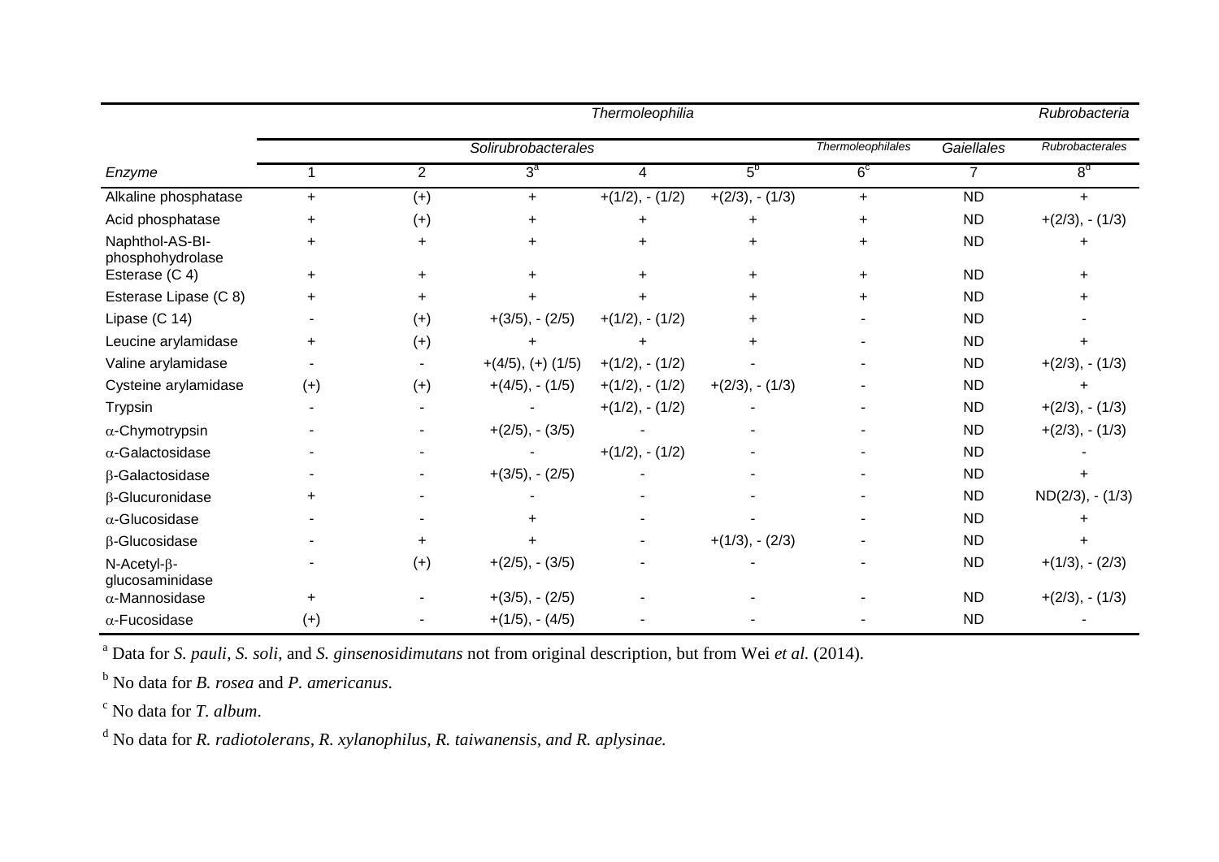| | *Thermoleophilia* | | | | | | | *Rubrobacteria* |
|---|---|---|---|---|---|---|---|---|
| | *Solirubrobacterales* | | | | | *Thermoleophilales* | *Gaiellales* | *Rubrobacterales* |
| *Enzyme* | 1 | 2 | 3[a] | 4 | 5[b] | 6[c] | 7 | 8[d] |
| Alkaline phosphatase | + | (+) | + | +(1/2), - (1/2) | +(2/3), - (1/3) | + | ND | + |
| Acid phosphatase | + | (+) | + | + | + | + | ND | +(2/3), - (1/3) |
| Naphthol-AS-BI-phosphohydrolase | + | + | + | + | + | + | ND | + |
| Esterase (C 4) | + | + | + | + | + | + | ND | + |
| Esterase Lipase (C 8) | + | + | + | + | + | + | ND | + |
| Lipase (C 14) | - | (+) | +(3/5), - (2/5) | +(1/2), - (1/2) | + | - | ND | - |
| Leucine arylamidase | + | (+) | + | + | + | - | ND | + |
| Valine arylamidase | - | - | +(4/5), (+) (1/5) | +(1/2), - (1/2) | - | - | ND | +(2/3), - (1/3) |
| Cysteine arylamidase | (+) | (+) | +(4/5), - (1/5) | +(1/2), - (1/2) | +(2/3), - (1/3) | - | ND | + |
| Trypsin | - | - | - | +(1/2), - (1/2) | - | - | ND | +(2/3), - (1/3) |
| α-Chymotrypsin | - | - | +(2/5), - (3/5) | - | - | - | ND | +(2/3), - (1/3) |
| α-Galactosidase | - | - | - | +(1/2), - (1/2) | - | - | ND | - |
| β-Galactosidase | - | - | +(3/5), - (2/5) | - | - | - | ND | + |
| β-Glucuronidase | + | - | - | - | - | - | ND | ND(2/3), - (1/3) |
| α-Glucosidase | - | - | + | - | - | - | ND | + |
| β-Glucosidase | - | + | + | - | +(1/3), - (2/3) | - | ND | + |
| N-Acetyl-β-glucosaminidase | - | (+) | +(2/5), - (3/5) | - | - | - | ND | +(1/3), - (2/3) |
| α-Mannosidase | + | - | +(3/5), - (2/5) | - | - | - | ND | +(2/3), - (1/3) |
| α-Fucosidase | (+) | - | +(1/5), - (4/5) | - | - | - | ND | - |

[a] Data for *S. pauli*, *S. soli*, and *S. ginsenosidimutans* not from original description, but from Wei *et al.* (2014).

[b] No data for *B. rosea* and *P. americanus*.

[c] No data for *T. album*.

[d] No data for *R. radiotolerans, R. xylanophilus, R. taiwanensis, and R. aplysinae.*